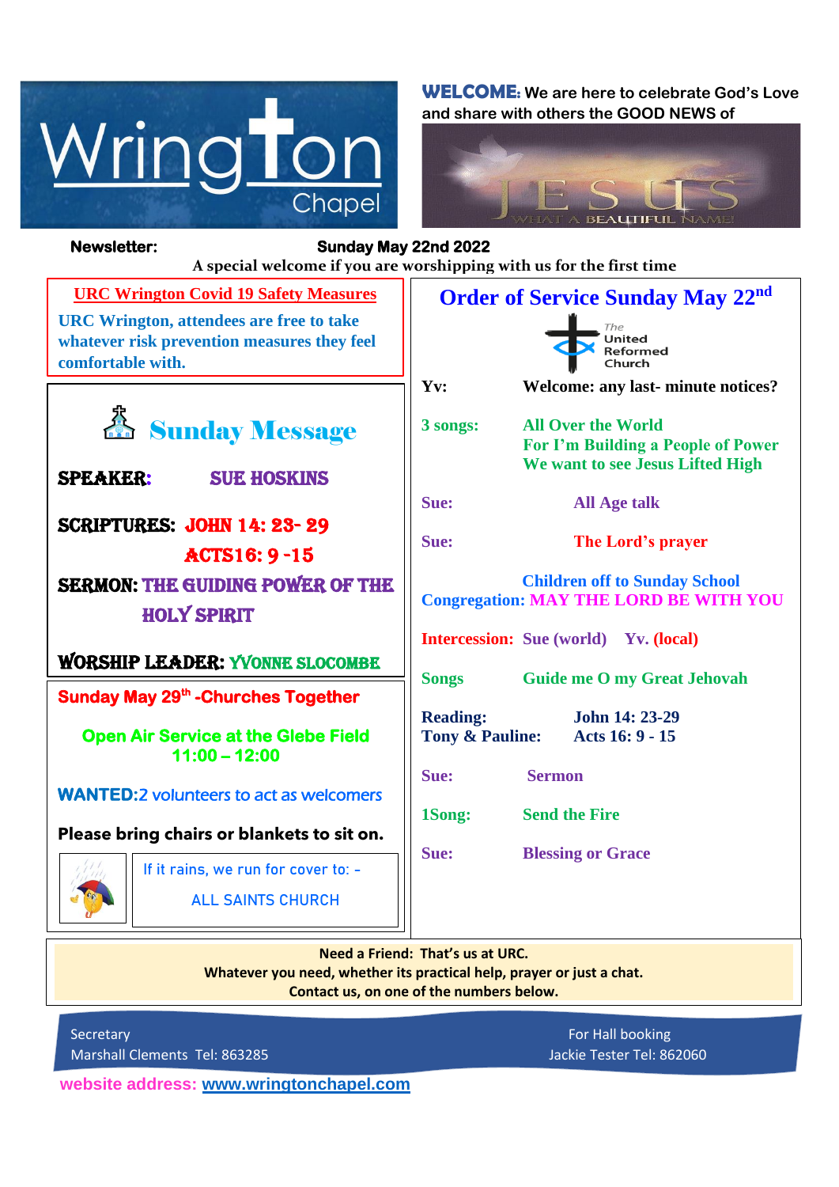# Wrington Chapel

**WELCOME:** We are here to celebrate God's Love and share with others the GOOD NEWS of

JESUS — WHAT A BEAUTIFUL NAME!

**Newsletter:** **Sunday May 22nd 2022**

**A special welcome if you are worshipping with us for the first time**

### URC Wrington Covid 19 Safety Measures

URC Wrington, attendees are free to take whatever risk prevention measures they feel comfortable with.

## Sunday Message

**SPEAKER:** SUE HOSKINS

**SCRIPTURES:** JOHN 14: 23- 29
ACTS16: 9 -15

**SERMON:** THE GUIDING POWER OF THE HOLY SPIRIT

**WORSHIP LEADER:** YVONNE SLOCOMBE

### Sunday May 29th -Churches Together

**Open Air Service at the Glebe Field**
**11:00 – 12:00**

**WANTED:** 2 volunteers to act as welcomers

**Please bring chairs or blankets to sit on.**

If it rains, we run for cover to: -

ALL SAINTS CHURCH

## Order of Service Sunday May 22nd

The United Reformed Church

**Yv:** Welcome: any last- minute notices?

**3 songs:** All Over the World
For I'm Building a People of Power
We want to see Jesus Lifted High

**Sue:** All Age talk

**Sue:** The Lord's prayer

Children off to Sunday School

**Congregation:** MAY THE LORD BE WITH YOU

**Intercession:** Sue (world) Yv. (local)

**Songs** Guide me O my Great Jehovah

**Reading:** John 14: 23-29
**Tony & Pauline:** Acts 16: 9 - 15

**Sue:** Sermon

**1Song:** Send the Fire

**Sue:** Blessing or Grace

**Need a Friend: That's us at URC.**
**Whatever you need, whether its practical help, prayer or just a chat.**
**Contact us, on one of the numbers below.**

Secretary
Marshall Clements Tel: 863285

For Hall booking
Jackie Tester Tel: 862060

**website address:** www.wringtonchapel.com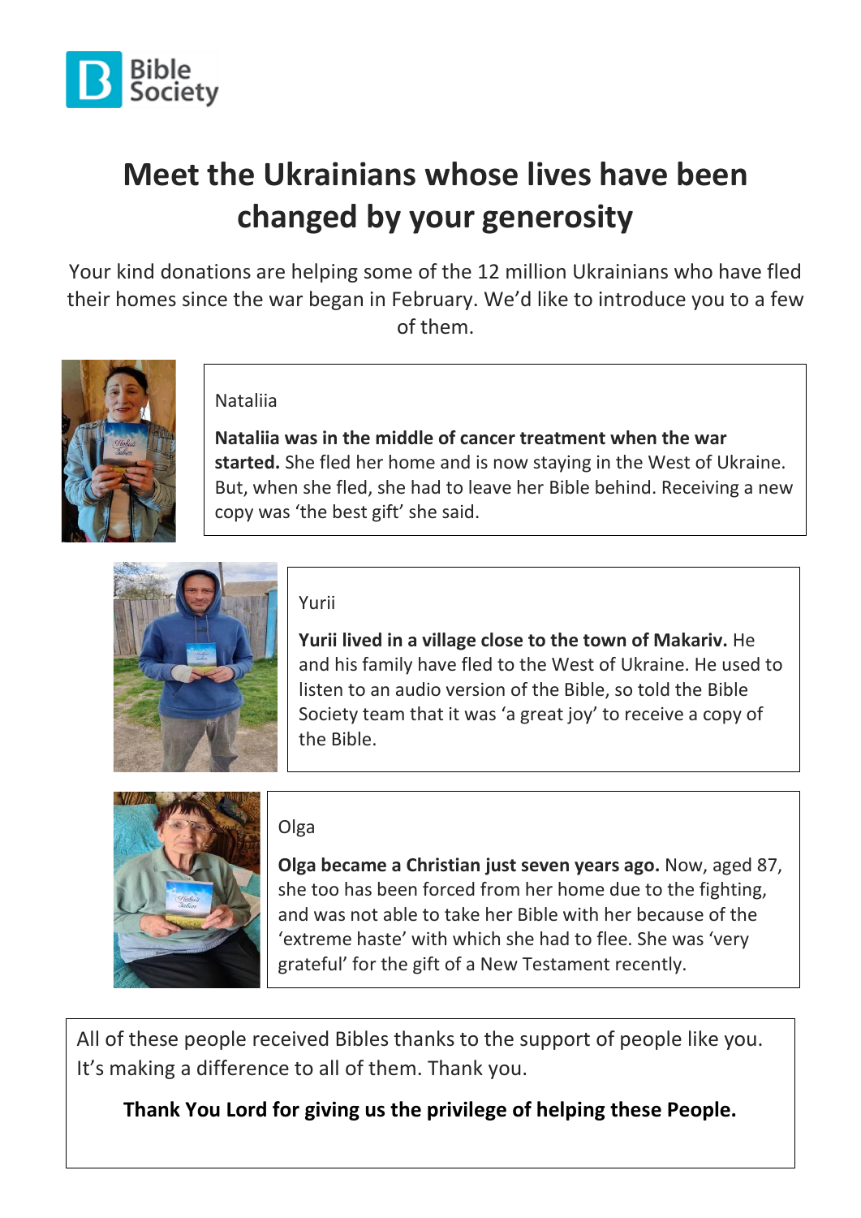Bible Society

# Meet the Ukrainians whose lives have been changed by your generosity

Your kind donations are helping some of the 12 million Ukrainians who have fled their homes since the war began in February. We'd like to introduce you to a few of them.

Nataliia

**Nataliia was in the middle of cancer treatment when the war started.** She fled her home and is now staying in the West of Ukraine. But, when she fled, she had to leave her Bible behind. Receiving a new copy was 'the best gift' she said.

Yurii

**Yurii lived in a village close to the town of Makariv.** He and his family have fled to the West of Ukraine. He used to listen to an audio version of the Bible, so told the Bible Society team that it was 'a great joy' to receive a copy of the Bible.

Olga

**Olga became a Christian just seven years ago.** Now, aged 87, she too has been forced from her home due to the fighting, and was not able to take her Bible with her because of the 'extreme haste' with which she had to flee. She was 'very grateful' for the gift of a New Testament recently.

All of these people received Bibles thanks to the support of people like you. It's making a difference to all of them. Thank you.

**Thank You Lord for giving us the privilege of helping these People.**